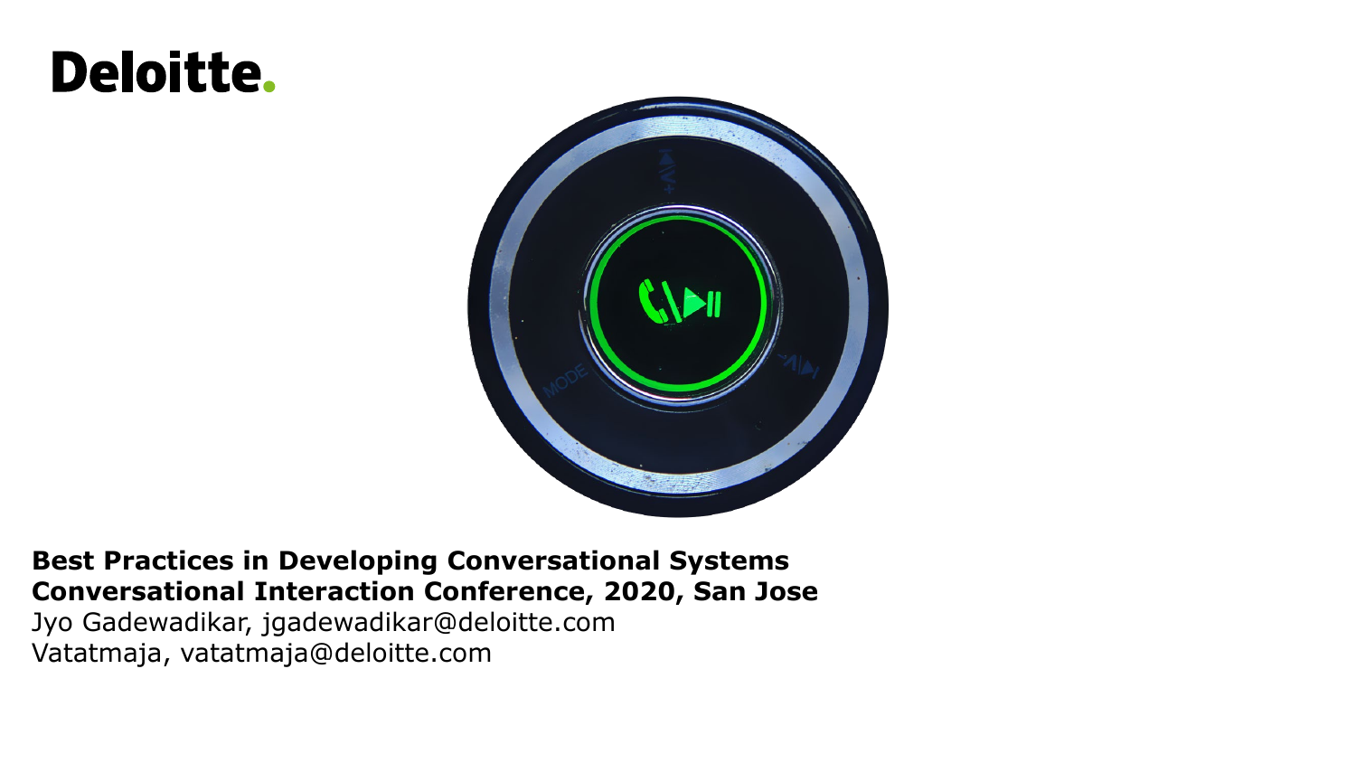Deloitte.

**Best Practices in Developing Conversational Systems**
**Conversational Interaction Conference, 2020, San Jose**

Jyo Gadewadikar, jgadewadikar@deloitte.com
Vatatmaja, vatatmaja@deloitte.com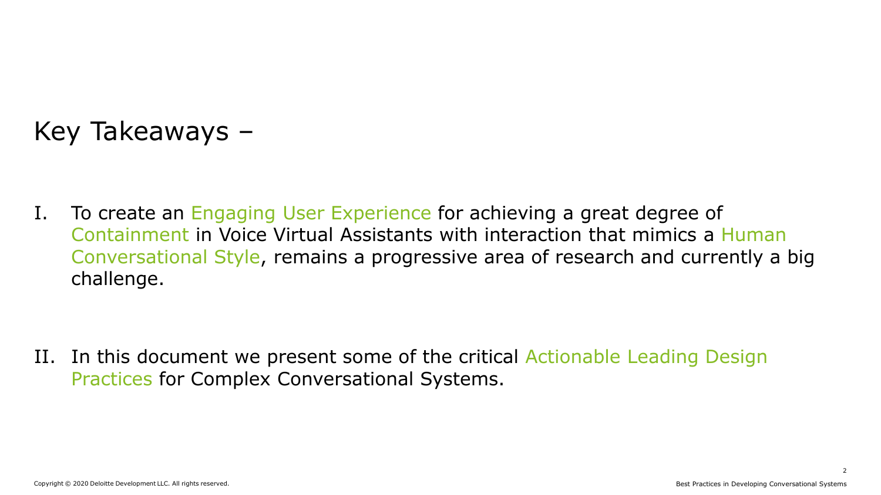# Key Takeaways –

I. To create an Engaging User Experience for achieving a great degree of Containment in Voice Virtual Assistants with interaction that mimics a Human Conversational Style, remains a progressive area of research and currently a big challenge.

II. In this document we present some of the critical Actionable Leading Design Practices for Complex Conversational Systems.

Copyright © 2020 Deloitte Development LLC. All rights reserved.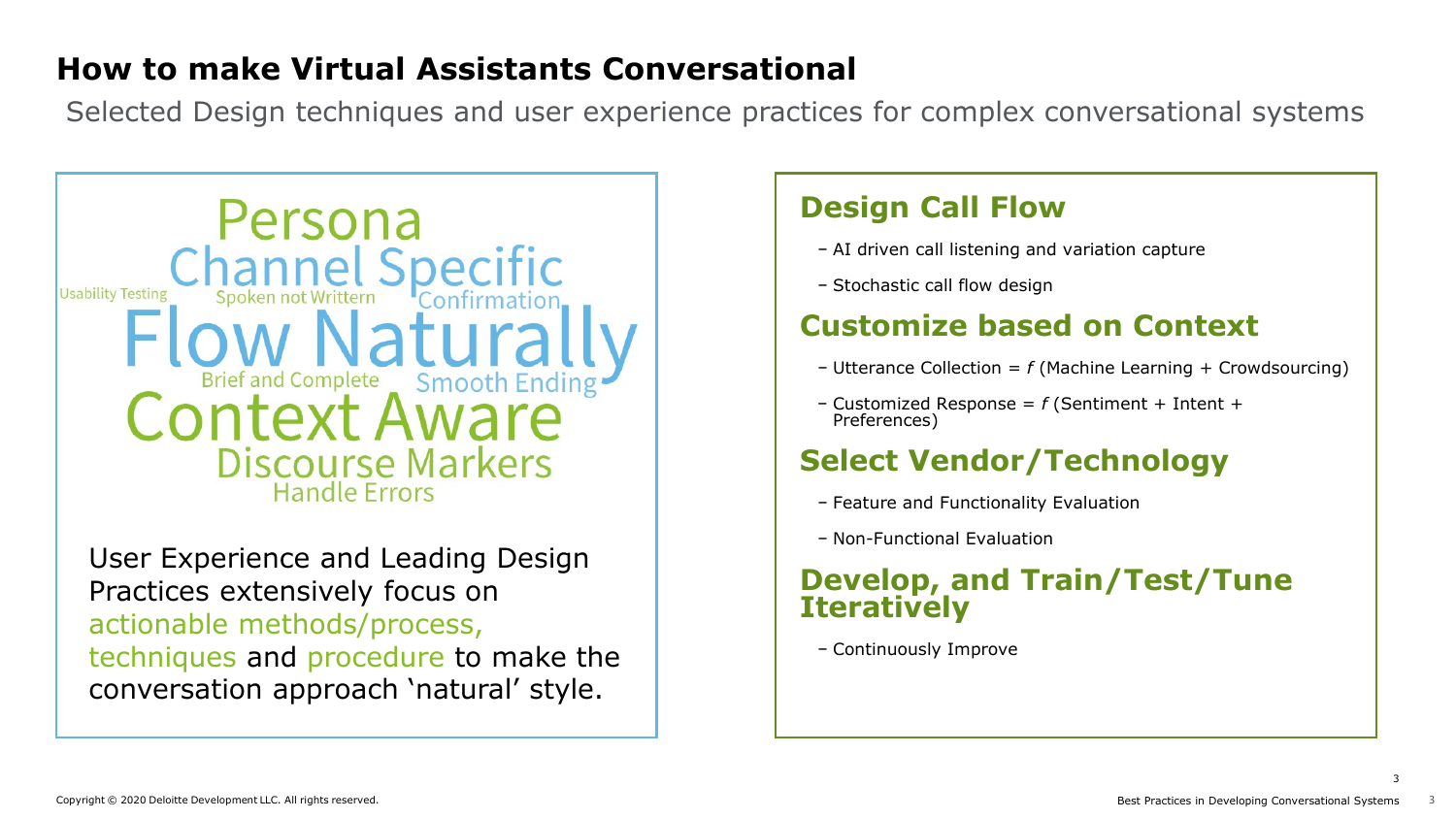# How to make Virtual Assistants Conversational

Selected Design techniques and user experience practices for complex conversational systems

Persona
Channel Specific
Usability Testing
Spoken not Written
Confirmation
Flow Naturally
Brief and Complete
Smooth Ending
Context Aware
Discourse Markers
Handle Errors

User Experience and Leading Design Practices extensively focus on actionable methods/process, techniques and procedure to make the conversation approach ‘natural’ style.

## Design Call Flow

- AI driven call listening and variation capture
- Stochastic call flow design

## Customize based on Context

- Utterance Collection = *f* (Machine Learning + Crowdsourcing)
- Customized Response = *f* (Sentiment + Intent + Preferences)

## Select Vendor/Technology

- Feature and Functionality Evaluation
- Non-Functional Evaluation

## Develop, and Train/Test/Tune Iteratively

- Continuously Improve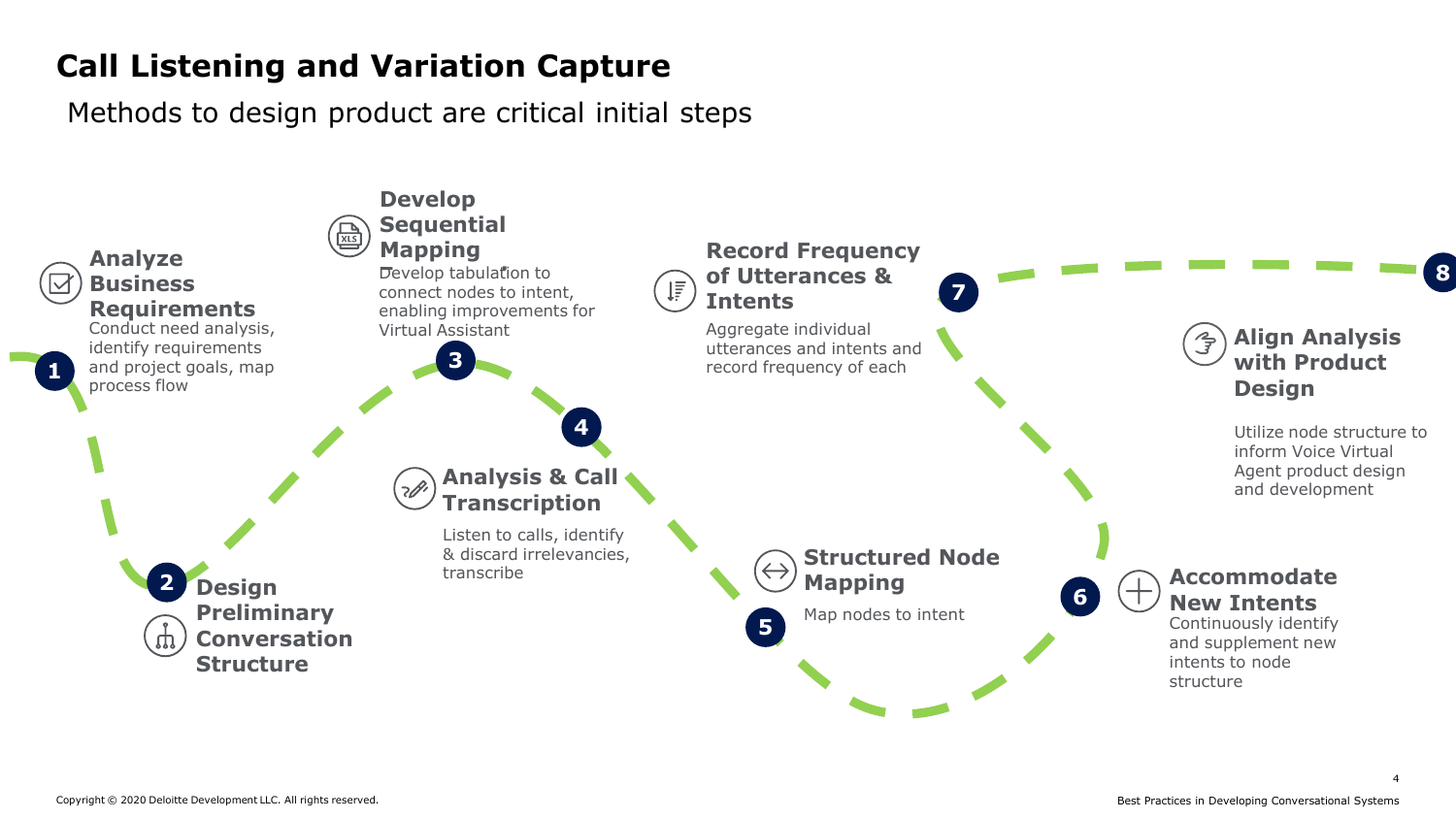# Call Listening and Variation Capture

Methods to design product are critical initial steps

**1. Analyze Business Requirements**
Conduct need analysis, identify requirements and project goals, map process flow

**2. Design Preliminary Conversation Structure**

**3. Develop Sequential Mapping**
Develop tabulation to connect nodes to intent, enabling improvements for Virtual Assistant

**4. Analysis & Call Transcription**
Listen to calls, identify & discard irrelevancies, transcribe

**5. Structured Node Mapping**
Map nodes to intent

**6. Accommodate New Intents**
Continuously identify and supplement new intents to node structure

**7. Record Frequency of Utterances & Intents**
Aggregate individual utterances and intents and record frequency of each

**8. Align Analysis with Product Design**
Utilize node structure to inform Voice Virtual Agent product design and development

Copyright © 2020 Deloitte Development LLC. All rights reserved.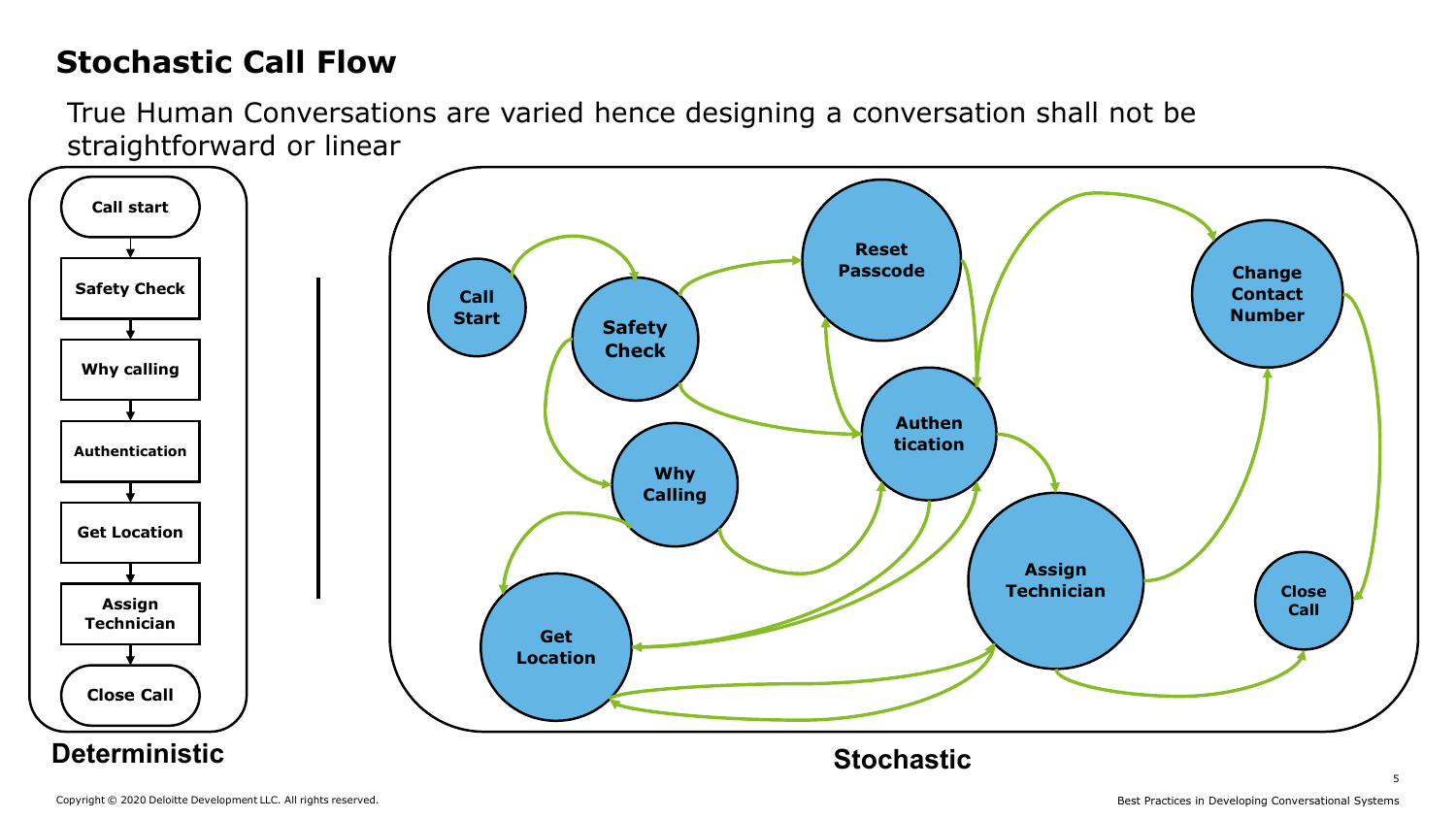# Stochastic Call Flow

True Human Conversations are varied hence designing a conversation shall not be straightforward or linear

Call start

Safety Check

Why calling

Authentication

Get Location

Assign Technician

Close Call

**Deterministic**

Call Start

Safety Check

Reset Passcode

Change Contact Number

Authentication

Why Calling

Assign Technician

Get Location

Close Call

**Stochastic**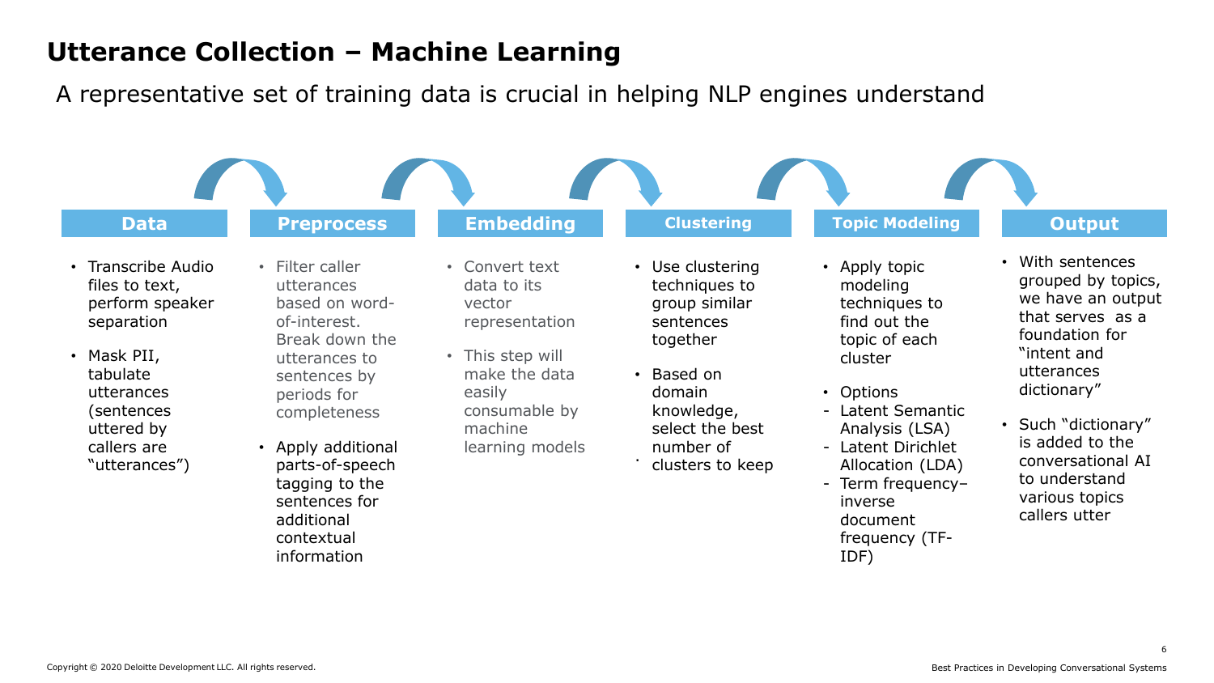# Utterance Collection – Machine Learning

A representative set of training data is crucial in helping NLP engines understand

### Data

- Transcribe Audio files to text, perform speaker separation
- Mask PII, tabulate utterances (sentences uttered by callers are "utterances")

### Preprocess

- Filter caller utterances based on word-of-interest. Break down the utterances to sentences by periods for completeness
- Apply additional parts-of-speech tagging to the sentences for additional contextual information

### Embedding

- Convert text data to its vector representation
- This step will make the data easily consumable by machine learning models

### Clustering

- Use clustering techniques to group similar sentences together
- Based on domain knowledge, select the best number of clusters to keep

### Topic Modeling

- Apply topic modeling techniques to find out the topic of each cluster
- Options
  - Latent Semantic Analysis (LSA)
  - Latent Dirichlet Allocation (LDA)
  - Term frequency–inverse document frequency (TF-IDF)

### Output

- With sentences grouped by topics, we have an output that serves as a foundation for "intent and utterances dictionary"
- Such "dictionary" is added to the conversational AI to understand various topics callers utter

Copyright © 2020 Deloitte Development LLC. All rights reserved.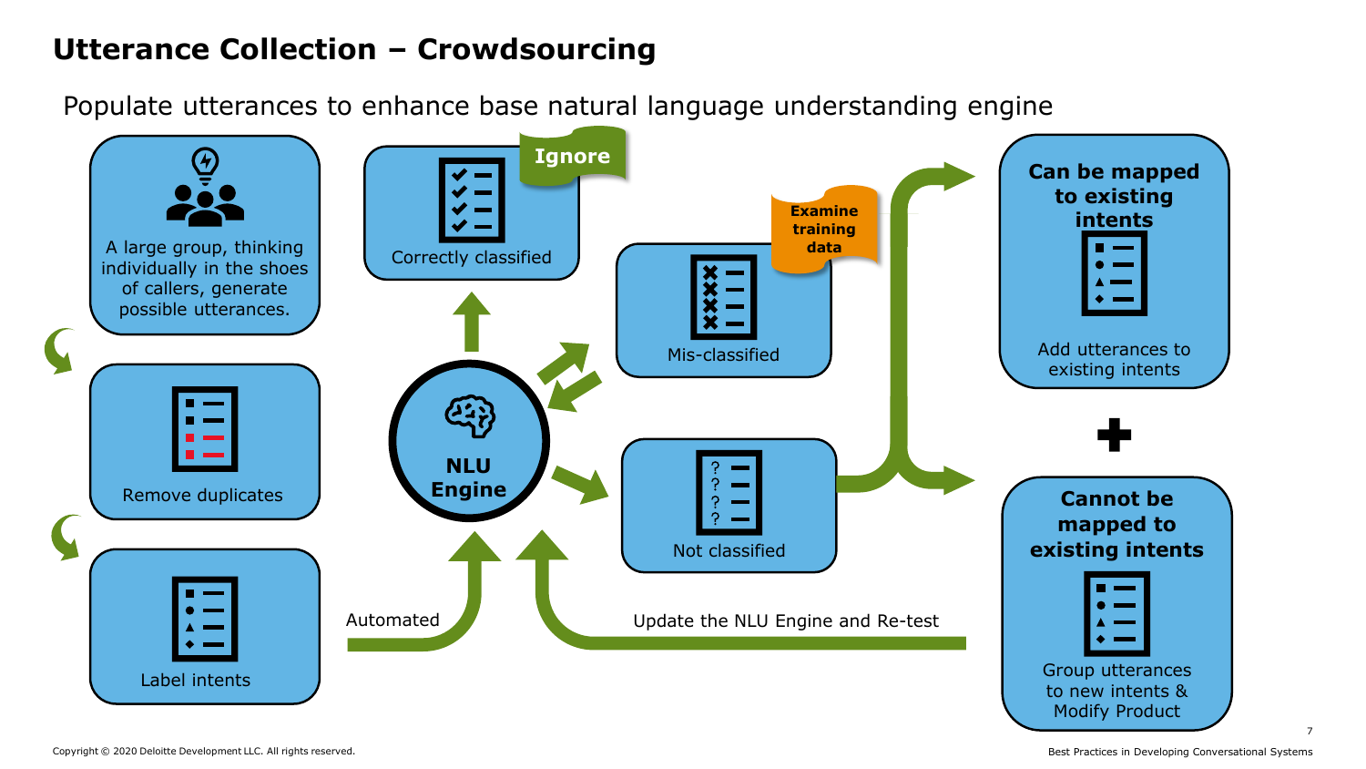# Utterance Collection – Crowdsourcing

Populate utterances to enhance base natural language understanding engine

A large group, thinking individually in the shoes of callers, generate possible utterances.

Remove duplicates

Label intents

Automated

**NLU Engine**

Correctly classified

**Ignore**

Mis-classified

**Examine training data**

Not classified

**Can be mapped to existing intents**

Add utterances to existing intents

**Cannot be mapped to existing intents**

Group utterances to new intents & Modify Product

Update the NLU Engine and Re-test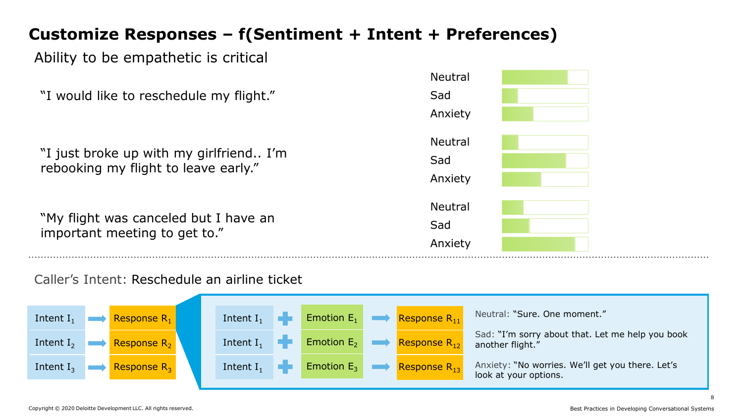# Customize Responses – f(Sentiment + Intent + Preferences)

Ability to be empathetic is critical

"I would like to reschedule my flight."

- Neutral
- Sad
- Anxiety

"I just broke up with my girlfriend.. I'm rebooking my flight to leave early."

- Neutral
- Sad
- Anxiety

"My flight was canceled but I have an important meeting to get to."

- Neutral
- Sad
- Anxiety

Caller's Intent: Reschedule an airline ticket

| Intent | | Response |
|---|---|---|
| Intent $I_1$ | → | Response $R_1$ |
| Intent $I_2$ | → | Response $R_2$ |
| Intent $I_3$ | → | Response $R_3$ |

| Intent | | Emotion | | Response | |
|---|---|---|---|---|---|
| Intent $I_1$ | + | Emotion $E_1$ | → | Response $R_{11}$ | Neutral: "Sure. One moment." |
| Intent $I_1$ | + | Emotion $E_2$ | → | Response $R_{12}$ | Sad: "I'm sorry about that. Let me help you book another flight." |
| Intent $I_1$ | + | Emotion $E_3$ | → | Response $R_{13}$ | Anxiety: "No worries. We'll get you there. Let's look at your options. |

Copyright © 2020 Deloitte Development LLC. All rights reserved.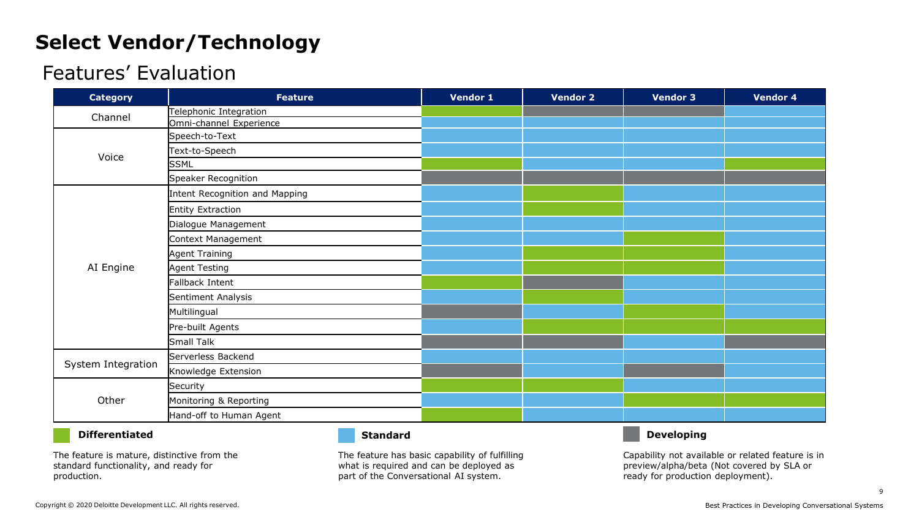# Select Vendor/Technology

## Features' Evaluation

| Category | Feature | Vendor 1 | Vendor 2 | Vendor 3 | Vendor 4 |
|---|---|---|---|---|---|
| Channel | Telephonic Integration | Differentiated | Developing | Developing | Standard |
| | Omni-channel Experience | Standard | Standard | Standard | Standard |
| Voice | Speech-to-Text | Standard | Standard | Standard | Standard |
| | Text-to-Speech | Standard | Standard | Standard | Standard |
| | SSML | Differentiated | Standard | Standard | Differentiated |
| | Speaker Recognition | Developing | Developing | Developing | Developing |
| AI Engine | Intent Recognition and Mapping | Standard | Differentiated | Standard | Standard |
| | Entity Extraction | Standard | Differentiated | Standard | Standard |
| | Dialogue Management | Standard | Standard | Standard | Standard |
| | Context Management | Standard | Standard | Differentiated | Standard |
| | Agent Training | Standard | Differentiated | Differentiated | Standard |
| | Agent Testing | Standard | Differentiated | Differentiated | Standard |
| | Fallback Intent | Differentiated | Developing | Standard | Standard |
| | Sentiment Analysis | Standard | Differentiated | Standard | Standard |
| | Multilingual | Developing | Standard | Differentiated | Standard |
| | Pre-built Agents | Standard | Differentiated | Differentiated | Differentiated |
| | Small Talk | Developing | Developing | Standard | Developing |
| System Integration | Serverless Backend | Standard | Standard | Standard | Standard |
| | Knowledge Extension | Developing | Standard | Developing | Standard |
| Other | Security | Differentiated | Differentiated | Standard | Standard |
| | Monitoring & Reporting | Standard | Standard | Differentiated | Differentiated |
| | Hand-off to Human Agent | Differentiated | Standard | Standard | Standard |

**Differentiated**

The feature is mature, distinctive from the standard functionality, and ready for production.

**Standard**

The feature has basic capability of fulfilling what is required and can be deployed as part of the Conversational AI system.

**Developing**

Capability not available or related feature is in preview/alpha/beta (Not covered by SLA or ready for production deployment).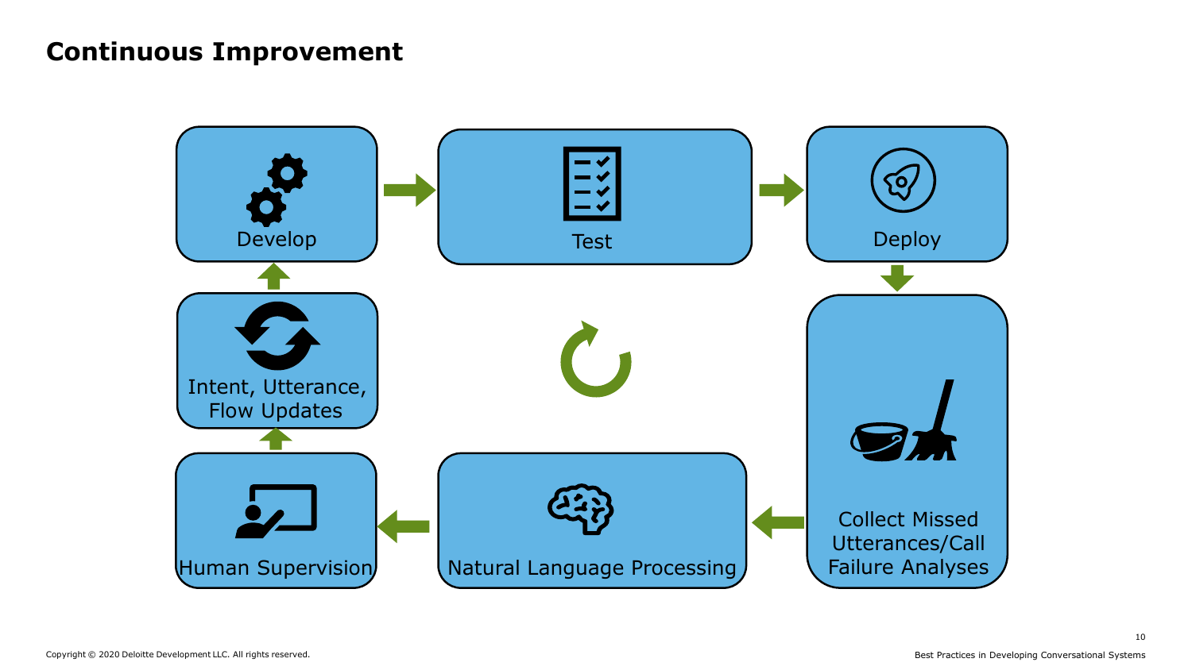# Continuous Improvement

- Develop
- Test
- Deploy
- Collect Missed Utterances/Call Failure Analyses
- Natural Language Processing
- Human Supervision
- Intent, Utterance, Flow Updates

Copyright © 2020 Deloitte Development LLC. All rights reserved.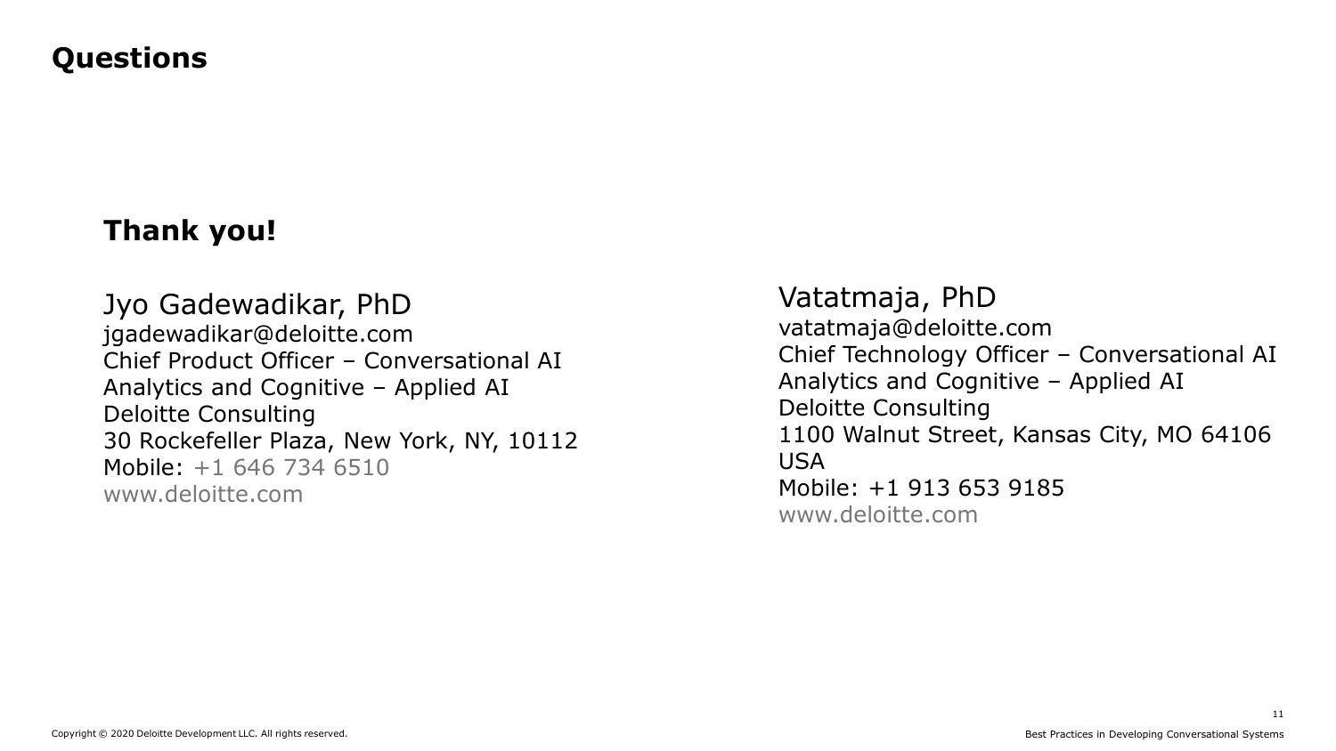# Questions

**Thank you!**

Jyo Gadewadikar, PhD
jgadewadikar@deloitte.com
Chief Product Officer – Conversational AI
Analytics and Cognitive – Applied AI
Deloitte Consulting
30 Rockefeller Plaza, New York, NY, 10112
Mobile: +1 646 734 6510
www.deloitte.com

Vatatmaja, PhD
vatatmaja@deloitte.com
Chief Technology Officer – Conversational AI
Analytics and Cognitive – Applied AI
Deloitte Consulting
1100 Walnut Street, Kansas City, MO 64106
USA
Mobile: +1 913 653 9185
www.deloitte.com

Copyright © 2020 Deloitte Development LLC. All rights reserved.